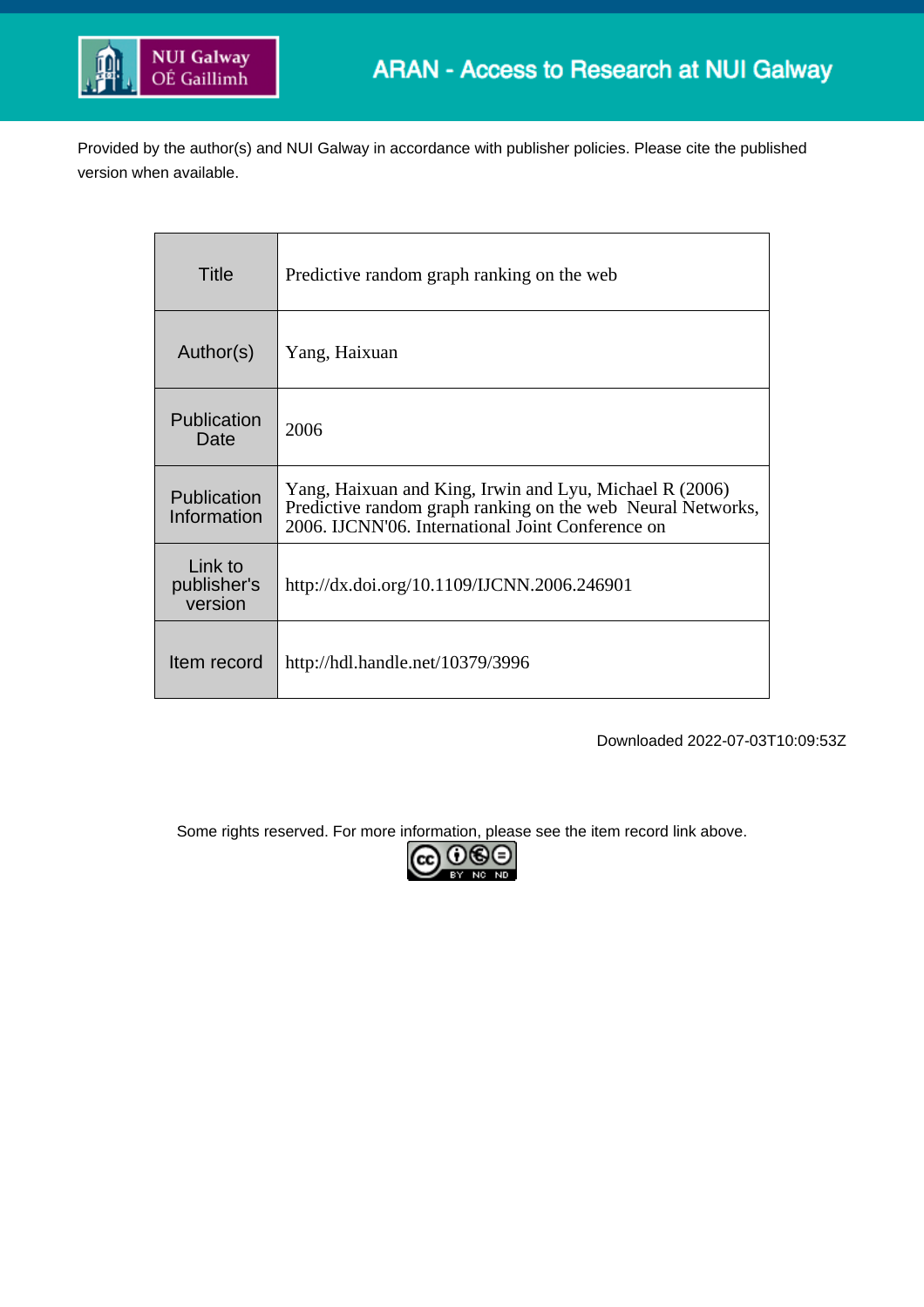NUI Galway OÉ Gaillimh

ARAN - Access to Research at NUI Galway

Provided by the author(s) and NUI Galway in accordance with publisher policies. Please cite the published version when available.

| | |
|---|---|
| Title | Predictive random graph ranking on the web |
| Author(s) | Yang, Haixuan |
| Publication Date | 2006 |
| Publication Information | Yang, Haixuan and King, Irwin and Lyu, Michael R (2006) Predictive random graph ranking on the web Neural Networks, 2006. IJCNN'06. International Joint Conference on |
| Link to publisher's version | http://dx.doi.org/10.1109/IJCNN.2006.246901 |
| Item record | http://hdl.handle.net/10379/3996 |

Downloaded 2022-07-03T10:09:53Z

Some rights reserved. For more information, please see the item record link above.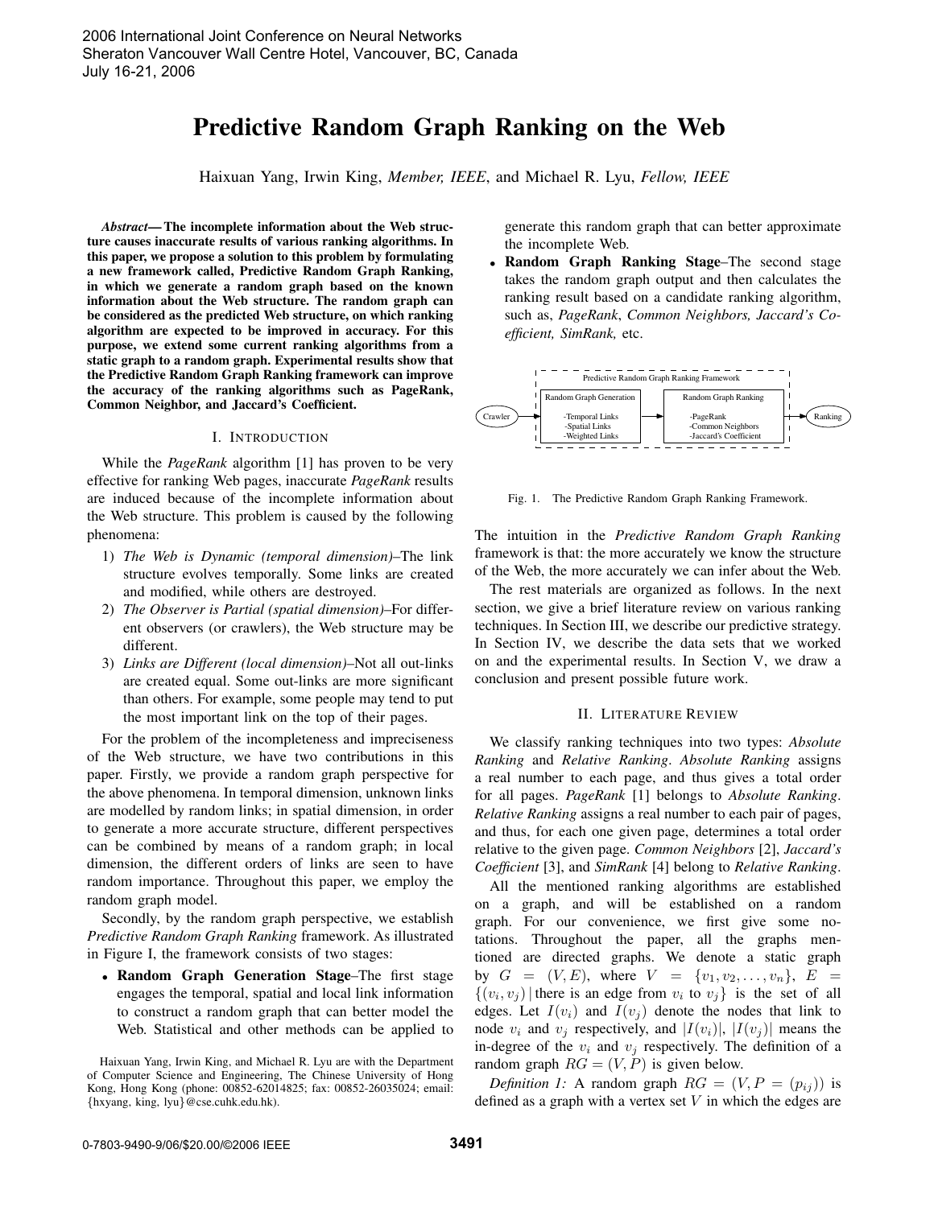# Predictive Random Graph Ranking on the Web

Haixuan Yang, Irwin King, *Member, IEEE*, and Michael R. Lyu, *Fellow, IEEE*

***Abstract*— The incomplete information about the Web structure causes inaccurate results of various ranking algorithms. In this paper, we propose a solution to this problem by formulating a new framework called, Predictive Random Graph Ranking, in which we generate a random graph based on the known information about the Web structure. The random graph can be considered as the predicted Web structure, on which ranking algorithm are expected to be improved in accuracy. For this purpose, we extend some current ranking algorithms from a static graph to a random graph. Experimental results show that the Predictive Random Graph Ranking framework can improve the accuracy of the ranking algorithms such as PageRank, Common Neighbor, and Jaccard's Coefficient.**

## I. INTRODUCTION

While the *PageRank* algorithm [1] has proven to be very effective for ranking Web pages, inaccurate *PageRank* results are induced because of the incomplete information about the Web structure. This problem is caused by the following phenomena:

1) *The Web is Dynamic (temporal dimension)*–The link structure evolves temporally. Some links are created and modified, while others are destroyed.
2) *The Observer is Partial (spatial dimension)*–For different observers (or crawlers), the Web structure may be different.
3) *Links are Different (local dimension)*–Not all out-links are created equal. Some out-links are more significant than others. For example, some people may tend to put the most important link on the top of their pages.

For the problem of the incompleteness and impreciseness of the Web structure, we have two contributions in this paper. Firstly, we provide a random graph perspective for the above phenomena. In temporal dimension, unknown links are modelled by random links; in spatial dimension, in order to generate a more accurate structure, different perspectives can be combined by means of a random graph; in local dimension, the different orders of links are seen to have random importance. Throughout this paper, we employ the random graph model.

Secondly, by the random graph perspective, we establish *Predictive Random Graph Ranking* framework. As illustrated in Figure I, the framework consists of two stages:

- **Random Graph Generation Stage**–The first stage engages the temporal, spatial and local link information to construct a random graph that can better model the Web. Statistical and other methods can be applied to generate this random graph that can better approximate the incomplete Web.
- **Random Graph Ranking Stage**–The second stage takes the random graph output and then calculates the ranking result based on a candidate ranking algorithm, such as, *PageRank*, *Common Neighbors, Jaccard's Coefficient, SimRank,* etc.

Predictive Random Graph Ranking Framework

Crawler → Random Graph Generation (-Temporal Links, -Spatial Links, -Weighted Links) → Random Graph Ranking (-PageRank, -Common Neighbors, -Jaccard's Coefficient) → Ranking

Fig. 1. The Predictive Random Graph Ranking Framework.

The intuition in the *Predictive Random Graph Ranking* framework is that: the more accurately we know the structure of the Web, the more accurately we can infer about the Web.

The rest materials are organized as follows. In the next section, we give a brief literature review on various ranking techniques. In Section III, we describe our predictive strategy. In Section IV, we describe the data sets that we worked on and the experimental results. In Section V, we draw a conclusion and present possible future work.

## II. LITERATURE REVIEW

We classify ranking techniques into two types: *Absolute Ranking* and *Relative Ranking*. *Absolute Ranking* assigns a real number to each page, and thus gives a total order for all pages. *PageRank* [1] belongs to *Absolute Ranking*. *Relative Ranking* assigns a real number to each pair of pages, and thus, for each one given page, determines a total order relative to the given page. *Common Neighbors* [2], *Jaccard's Coefficient* [3], and *SimRank* [4] belong to *Relative Ranking*.

All the mentioned ranking algorithms are established on a graph, and will be established on a random graph. For our convenience, we first give some notations. Throughout the paper, all the graphs mentioned are directed graphs. We denote a static graph by $G = (V, E)$, where $V = \{v_1, v_2, \ldots, v_n\}$, $E = \{(v_i, v_j) \,|\, \text{there is an edge from } v_i \text{ to } v_j\}$ is the set of all edges. Let $I(v_i)$ and $I(v_j)$ denote the nodes that link to node $v_i$ and $v_j$ respectively, and $|I(v_i)|$, $|I(v_j)|$ means the in-degree of the $v_i$ and $v_j$ respectively. The definition of a random graph $RG = (V, P)$ is given below.

*Definition 1:* A random graph $RG = (V, P = (p_{ij}))$ is defined as a graph with a vertex set $V$ in which the edges are

Haixuan Yang, Irwin King, and Michael R. Lyu are with the Department of Computer Science and Engineering, The Chinese University of Hong Kong, Hong Kong (phone: 00852-62014825; fax: 00852-26035024; email: {hxyang, king, lyu}@cse.cuhk.edu.hk).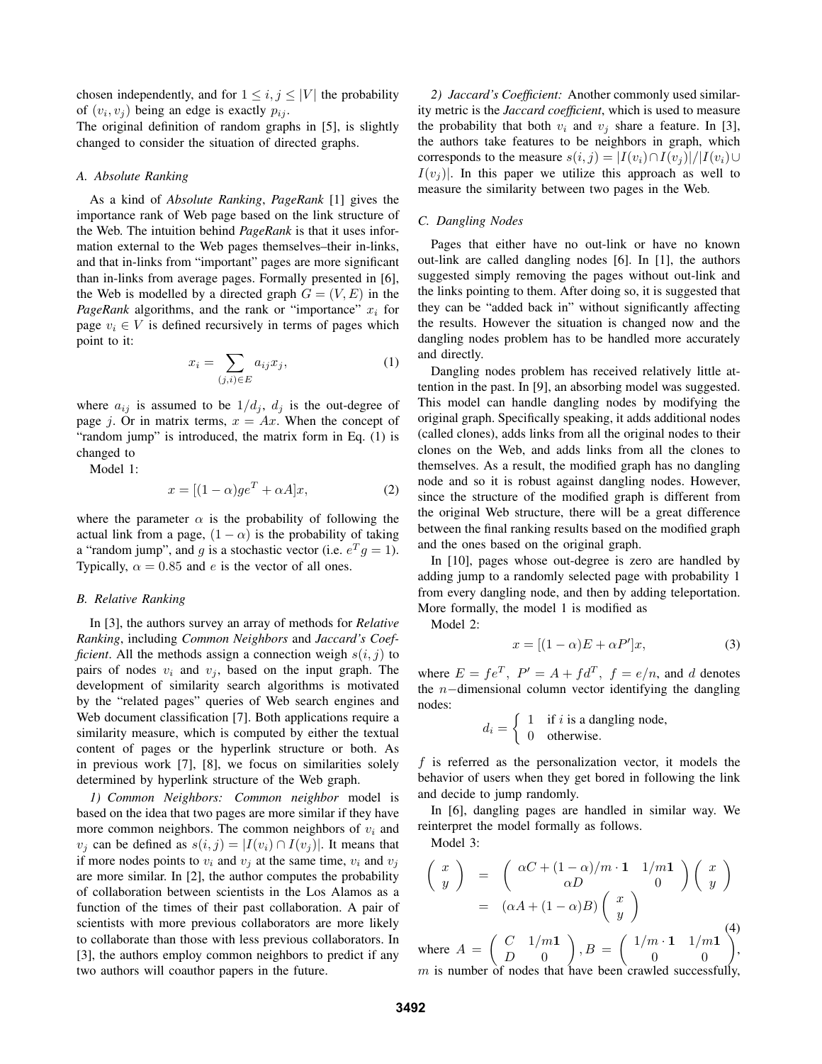chosen independently, and for $1 \leq i, j \leq |V|$ the probability of $(v_i, v_j)$ being an edge is exactly $p_{ij}$.
The original definition of random graphs in [5], is slightly changed to consider the situation of directed graphs.

### A. Absolute Ranking

As a kind of *Absolute Ranking*, *PageRank* [1] gives the importance rank of Web page based on the link structure of the Web. The intuition behind *PageRank* is that it uses information external to the Web pages themselves–their in-links, and that in-links from "important" pages are more significant than in-links from average pages. Formally presented in [6], the Web is modelled by a directed graph $G = (V, E)$ in the *PageRank* algorithms, and the rank or "importance" $x_i$ for page $v_i \in V$ is defined recursively in terms of pages which point to it:

$$x_i = \sum_{(j,i) \in E} a_{ij} x_j, \tag{1}$$

where $a_{ij}$ is assumed to be $1/d_j$, $d_j$ is the out-degree of page $j$. Or in matrix terms, $x = Ax$. When the concept of "random jump" is introduced, the matrix form in Eq. (1) is changed to

Model 1:

$$x = [(1-\alpha) g e^T + \alpha A] x, \tag{2}$$

where the parameter $\alpha$ is the probability of following the actual link from a page, $(1 - \alpha)$ is the probability of taking a "random jump", and $g$ is a stochastic vector (i.e. $e^T g = 1$). Typically, $\alpha = 0.85$ and $e$ is the vector of all ones.

### B. Relative Ranking

In [3], the authors survey an array of methods for *Relative Ranking*, including *Common Neighbors* and *Jaccard's Coefficient*. All the methods assign a connection weigh $s(i, j)$ to pairs of nodes $v_i$ and $v_j$, based on the input graph. The development of similarity search algorithms is motivated by the "related pages" queries of Web search engines and Web document classification [7]. Both applications require a similarity measure, which is computed by either the textual content of pages or the hyperlink structure or both. As in previous work [7], [8], we focus on similarities solely determined by hyperlink structure of the Web graph.

*1) Common Neighbors:* *Common neighbor* model is based on the idea that two pages are more similar if they have more common neighbors. The common neighbors of $v_i$ and $v_j$ can be defined as $s(i, j) = |I(v_i) \cap I(v_j)|$. It means that if more nodes points to $v_i$ and $v_j$ at the same time, $v_i$ and $v_j$ are more similar. In [2], the author computes the probability of collaboration between scientists in the Los Alamos as a function of the times of their past collaboration. A pair of scientists with more previous collaborators are more likely to collaborate than those with less previous collaborators. In [3], the authors employ common neighbors to predict if any two authors will coauthor papers in the future.

*2) Jaccard's Coefficient:* Another commonly used similarity metric is the *Jaccard coefficient*, which is used to measure the probability that both $v_i$ and $v_j$ share a feature. In [3], the authors take features to be neighbors in graph, which corresponds to the measure $s(i, j) = |I(v_i) \cap I(v_j)|/|I(v_i) \cup I(v_j)|$. In this paper we utilize this approach as well to measure the similarity between two pages in the Web.

### C. Dangling Nodes

Pages that either have no out-link or have no known out-link are called dangling nodes [6]. In [1], the authors suggested simply removing the pages without out-link and the links pointing to them. After doing so, it is suggested that they can be "added back in" without significantly affecting the results. However the situation is changed now and the dangling nodes problem has to be handled more accurately and directly.

Dangling nodes problem has received relatively little attention in the past. In [9], an absorbing model was suggested. This model can handle dangling nodes by modifying the original graph. Specifically speaking, it adds additional nodes (called clones), adds links from all the original nodes to their clones on the Web, and adds links from all the clones to themselves. As a result, the modified graph has no dangling node and so it is robust against dangling nodes. However, since the structure of the modified graph is different from the original Web structure, there will be a great difference between the final ranking results based on the modified graph and the ones based on the original graph.

In [10], pages whose out-degree is zero are handled by adding jump to a randomly selected page with probability 1 from every dangling node, and then by adding teleportation. More formally, the model 1 is modified as

Model 2:

$$x = [(1-\alpha) E + \alpha P'] x, \tag{3}$$

where $E = f e^T,\ P' = A + f d^T,\ f = e/n$, and $d$ denotes the $n-$dimensional column vector identifying the dangling nodes:

$$d_i = \begin{cases} 1 & \text{if } i \text{ is a dangling node,} \\ 0 & \text{otherwise.} \end{cases}$$

$f$ is referred as the personalization vector, it models the behavior of users when they get bored in following the link and decide to jump randomly.

In [6], dangling pages are handled in similar way. We reinterpret the model formally as follows.

Model 3:

$$\begin{aligned} \begin{pmatrix} x \\ y \end{pmatrix} &= \begin{pmatrix} \alpha C + (1-\alpha)/m \cdot \mathbf{1} & 1/m\mathbf{1} \\ \alpha D & 0 \end{pmatrix} \begin{pmatrix} x \\ y \end{pmatrix} \\ &= (\alpha A + (1-\alpha) B) \begin{pmatrix} x \\ y \end{pmatrix} \end{aligned} \tag{4}$$

where $A = \begin{pmatrix} C & 1/m\mathbf{1} \\ D & 0 \end{pmatrix}, B = \begin{pmatrix} 1/m \cdot \mathbf{1} & 1/m\mathbf{1} \\ 0 & 0 \end{pmatrix}$, $m$ is number of nodes that have been crawled successfully,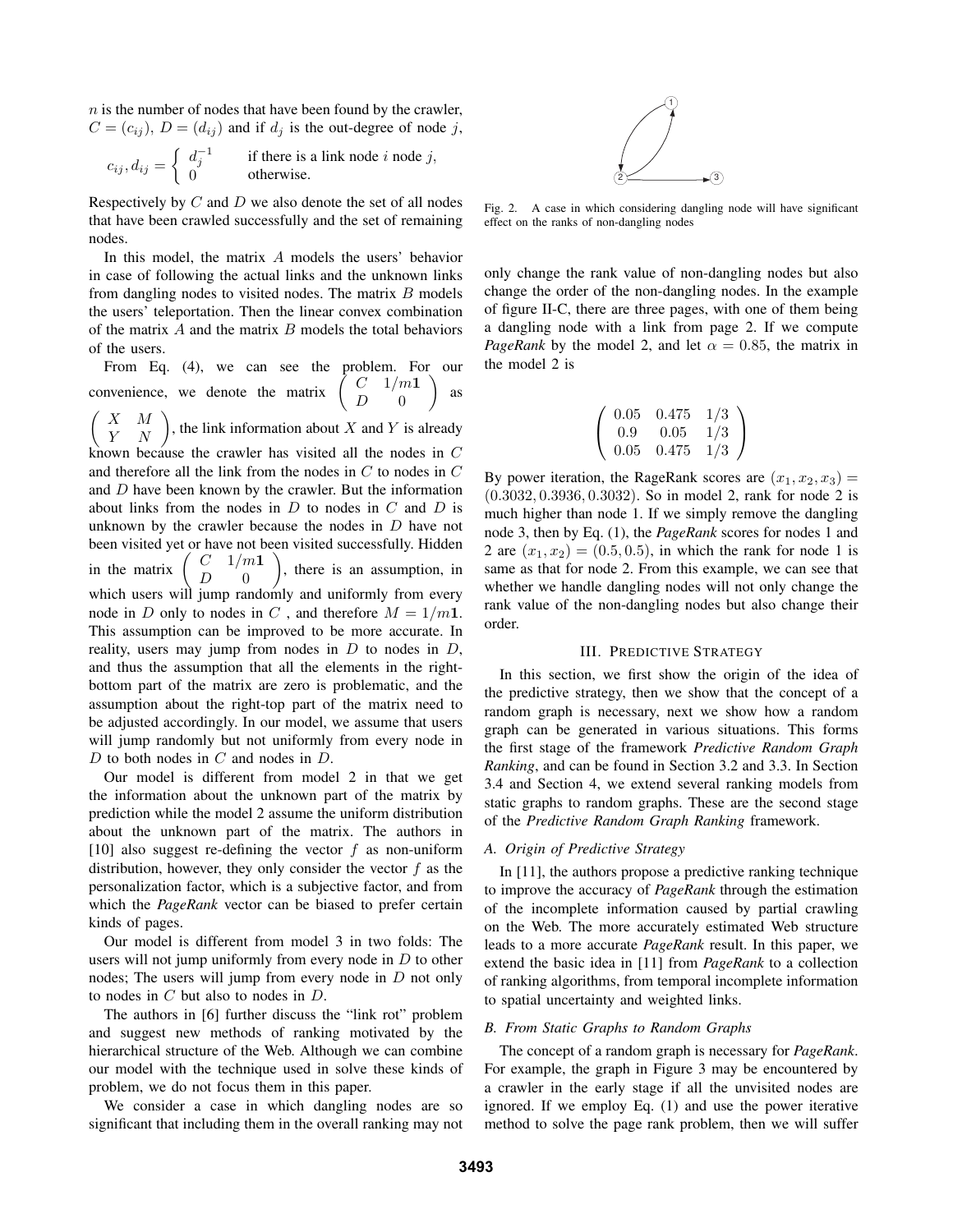$n$ is the number of nodes that have been found by the crawler, $C = (c_{ij})$, $D = (d_{ij})$ and if $d_j$ is the out-degree of node $j$,

$$c_{ij}, d_{ij} = \begin{cases} d_j^{-1} & \text{if there is a link node } i \text{ node } j, \\ 0 & \text{otherwise.} \end{cases}$$

Respectively by $C$ and $D$ we also denote the set of all nodes that have been crawled successfully and the set of remaining nodes.

In this model, the matrix $A$ models the users' behavior in case of following the actual links and the unknown links from dangling nodes to visited nodes. The matrix $B$ models the users' teleportation. Then the linear convex combination of the matrix $A$ and the matrix $B$ models the total behaviors of the users.

From Eq. (4), we can see the problem. For our convenience, we denote the matrix $\begin{pmatrix} C & 1/m\mathbf{1} \\ D & 0 \end{pmatrix}$ as $\begin{pmatrix} X & M \\ Y & N \end{pmatrix}$, the link information about $X$ and $Y$ is already known because the crawler has visited all the nodes in $C$ and therefore all the link from the nodes in $C$ to nodes in $C$ and $D$ have been known by the crawler. But the information about links from the nodes in $D$ to nodes in $C$ and $D$ is unknown by the crawler because the nodes in $D$ have not been visited yet or have not been visited successfully. Hidden in the matrix $\begin{pmatrix} C & 1/m\mathbf{1} \\ D & 0 \end{pmatrix}$, there is an assumption, in which users will jump randomly and uniformly from every node in $D$ only to nodes in $C$ , and therefore $M = 1/m\mathbf{1}$. This assumption can be improved to be more accurate. In reality, users may jump from nodes in $D$ to nodes in $D$, and thus the assumption that all the elements in the right-bottom part of the matrix are zero is problematic, and the assumption about the right-top part of the matrix need to be adjusted accordingly. In our model, we assume that users will jump randomly but not uniformly from every node in $D$ to both nodes in $C$ and nodes in $D$.

Our model is different from model 2 in that we get the information about the unknown part of the matrix by prediction while the model 2 assume the uniform distribution about the unknown part of the matrix. The authors in [10] also suggest re-defining the vector $f$ as non-uniform distribution, however, they only consider the vector $f$ as the personalization factor, which is a subjective factor, and from which the *PageRank* vector can be biased to prefer certain kinds of pages.

Our model is different from model 3 in two folds: The users will not jump uniformly from every node in $D$ to other nodes; The users will jump from every node in $D$ not only to nodes in $C$ but also to nodes in $D$.

The authors in [6] further discuss the "link rot" problem and suggest new methods of ranking motivated by the hierarchical structure of the Web. Although we can combine our model with the technique used in solve these kinds of problem, we do not focus them in this paper.

We consider a case in which dangling nodes are so significant that including them in the overall ranking may not only change the rank value of non-dangling nodes but also change the order of the non-dangling nodes. In the example of figure II-C, there are three pages, with one of them being a dangling node with a link from page 2. If we compute *PageRank* by the model 2, and let $\alpha = 0.85$, the matrix in the model 2 is

Fig. 2. A case in which considering dangling node will have significant effect on the ranks of non-dangling nodes

$$\begin{pmatrix} 0.05 & 0.475 & 1/3 \\ 0.9 & 0.05 & 1/3 \\ 0.05 & 0.475 & 1/3 \end{pmatrix}$$

By power iteration, the RageRank scores are $(x_1, x_2, x_3) = (0.3032, 0.3936, 0.3032)$. So in model 2, rank for node 2 is much higher than node 1. If we simply remove the dangling node 3, then by Eq. (1), the *PageRank* scores for nodes 1 and 2 are $(x_1, x_2) = (0.5, 0.5)$, in which the rank for node 1 is same as that for node 2. From this example, we can see that whether we handle dangling nodes will not only change the rank value of the non-dangling nodes but also change their order.

## III. Predictive Strategy

In this section, we first show the origin of the idea of the predictive strategy, then we show that the concept of a random graph is necessary, next we show how a random graph can be generated in various situations. This forms the first stage of the framework *Predictive Random Graph Ranking*, and can be found in Section 3.2 and 3.3. In Section 3.4 and Section 4, we extend several ranking models from static graphs to random graphs. These are the second stage of the *Predictive Random Graph Ranking* framework.

### A. Origin of Predictive Strategy

In [11], the authors propose a predictive ranking technique to improve the accuracy of *PageRank* through the estimation of the incomplete information caused by partial crawling on the Web. The more accurately estimated Web structure leads to a more accurate *PageRank* result. In this paper, we extend the basic idea in [11] from *PageRank* to a collection of ranking algorithms, from temporal incomplete information to spatial uncertainty and weighted links.

### B. From Static Graphs to Random Graphs

The concept of a random graph is necessary for *PageRank*. For example, the graph in Figure 3 may be encountered by a crawler in the early stage if all the unvisited nodes are ignored. If we employ Eq. (1) and use the power iterative method to solve the page rank problem, then we will suffer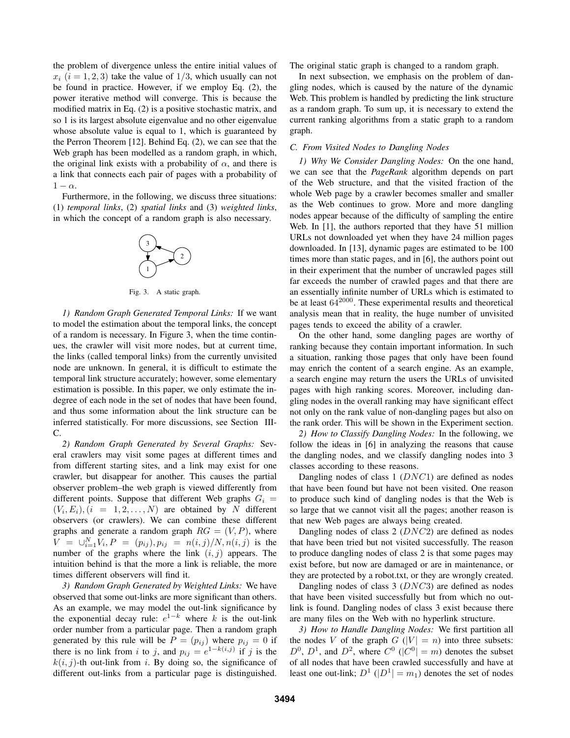the problem of divergence unless the entire initial values of $x_i$ $(i = 1, 2, 3)$ take the value of $1/3$, which usually can not be found in practice. However, if we employ Eq. (2), the power iterative method will converge. This is because the modified matrix in Eq. (2) is a positive stochastic matrix, and so 1 is its largest absolute eigenvalue and no other eigenvalue whose absolute value is equal to 1, which is guaranteed by the Perron Theorem [12]. Behind Eq. (2), we can see that the Web graph has been modelled as a random graph, in which, the original link exists with a probability of $\alpha$, and there is a link that connects each pair of pages with a probability of $1 - \alpha$.

Furthermore, in the following, we discuss three situations: (1) *temporal links*, (2) *spatial links* and (3) *weighted links*, in which the concept of a random graph is also necessary.

Fig. 3. A static graph.

*1) Random Graph Generated Temporal Links:* If we want to model the estimation about the temporal links, the concept of a random is necessary. In Figure 3, when the time continues, the crawler will visit more nodes, but at current time, the links (called temporal links) from the currently unvisited node are unknown. In general, it is difficult to estimate the temporal link structure accurately; however, some elementary estimation is possible. In this paper, we only estimate the in-degree of each node in the set of nodes that have been found, and thus some information about the link structure can be inferred statistically. For more discussions, see Section III-C.

*2) Random Graph Generated by Several Graphs:* Several crawlers may visit some pages at different times and from different starting sites, and a link may exist for one crawler, but disappear for another. This causes the partial observer problem–the web graph is viewed differently from different points. Suppose that different Web graphs $G_i = (V_i, E_i), (i = 1, 2, \ldots, N)$ are obtained by $N$ different observers (or crawlers). We can combine these different graphs and generate a random graph $RG = (V, P)$, where $V = \cup_{i=1}^{N} V_i, P = (p_{ij}), p_{ij} = n(i,j)/N, n(i,j)$ is the number of the graphs where the link $(i, j)$ appears. The intuition behind is that the more a link is reliable, the more times different observers will find it.

*3) Random Graph Generated by Weighted Links:* We have observed that some out-links are more significant than others. As an example, we may model the out-link significance by the exponential decay rule: $e^{1-k}$ where $k$ is the out-link order number from a particular page. Then a random graph generated by this rule will be $P = (p_{ij})$ where $p_{ij} = 0$ if there is no link from $i$ to $j$, and $p_{ij} = e^{1-k(i,j)}$ if $j$ is the $k(i,j)$-th out-link from $i$. By doing so, the significance of different out-links from a particular page is distinguished. The original static graph is changed to a random graph.

In next subsection, we emphasis on the problem of dangling nodes, which is caused by the nature of the dynamic Web. This problem is handled by predicting the link structure as a random graph. To sum up, it is necessary to extend the current ranking algorithms from a static graph to a random graph.

### C. From Visited Nodes to Dangling Nodes

*1) Why We Consider Dangling Nodes:* On the one hand, we can see that the *PageRank* algorithm depends on part of the Web structure, and that the visited fraction of the whole Web page by a crawler becomes smaller and smaller as the Web continues to grow. More and more dangling nodes appear because of the difficulty of sampling the entire Web. In [1], the authors reported that they have 51 million URLs not downloaded yet when they have 24 million pages downloaded. In [13], dynamic pages are estimated to be 100 times more than static pages, and in [6], the authors point out in their experiment that the number of uncrawled pages still far exceeds the number of crawled pages and that there are an essentially infinite number of URLs which is estimated to be at least $64^{2000}$. These experimental results and theoretical analysis mean that in reality, the huge number of unvisited pages tends to exceed the ability of a crawler.

On the other hand, some dangling pages are worthy of ranking because they contain important information. In such a situation, ranking those pages that only have been found may enrich the content of a search engine. As an example, a search engine may return the users the URLs of unvisited pages with high ranking scores. Moreover, including dangling nodes in the overall ranking may have significant effect not only on the rank value of non-dangling pages but also on the rank order. This will be shown in the Experiment section.

*2) How to Classify Dangling Nodes:* In the following, we follow the ideas in [6] in analyzing the reasons that cause the dangling nodes, and we classify dangling nodes into 3 classes according to these reasons.

Dangling nodes of class 1 ($DNC1$) are defined as nodes that have been found but have not been visited. One reason to produce such kind of dangling nodes is that the Web is so large that we cannot visit all the pages; another reason is that new Web pages are always being created.

Dangling nodes of class 2 ($DNC2$) are defined as nodes that have been tried but not visited successfully. The reason to produce dangling nodes of class 2 is that some pages may exist before, but now are damaged or are in maintenance, or they are protected by a robot.txt, or they are wrongly created.

Dangling nodes of class 3 ($DNC3$) are defined as nodes that have been visited successfully but from which no out-link is found. Dangling nodes of class 3 exist because there are many files on the Web with no hyperlink structure.

*3) How to Handle Dangling Nodes:* We first partition all the nodes $V$ of the graph $G$ ($|V| = n$) into three subsets: $D^0$, $D^1$, and $D^2$, where $C^0$ ($|C^0| = m$) denotes the subset of all nodes that have been crawled successfully and have at least one out-link; $D^1$ ($|D^1| = m_1$) denotes the set of nodes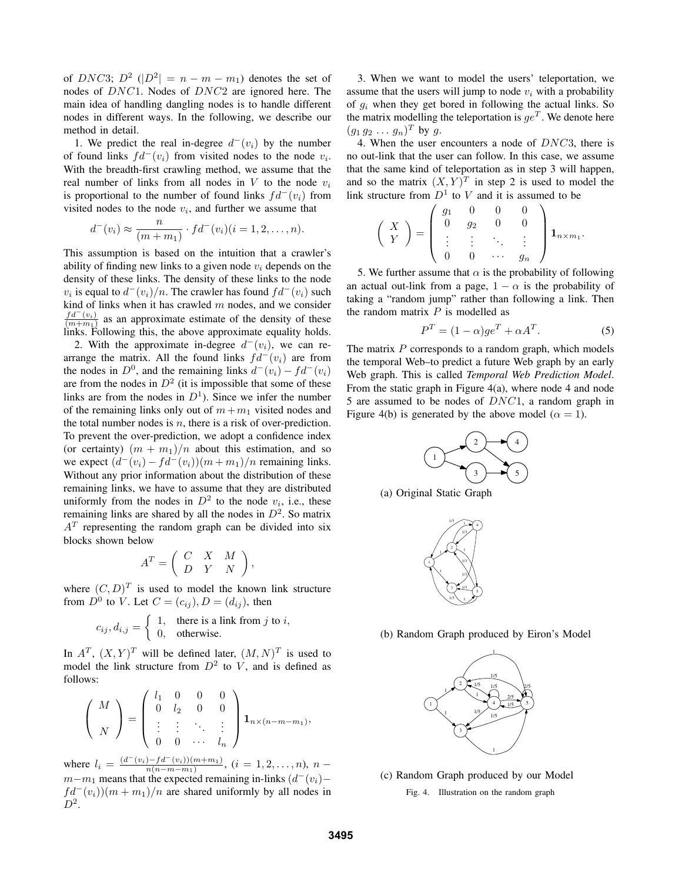of $DNC3$; $D^2$ ($|D^2| = n - m - m_1$) denotes the set of nodes of $DNC1$. Nodes of $DNC2$ are ignored here. The main idea of handling dangling nodes is to handle different nodes in different ways. In the following, we describe our method in detail.

1. We predict the real in-degree $d^-(v_i)$ by the number of found links $fd^-(v_i)$ from visited nodes to the node $v_i$. With the breadth-first crawling method, we assume that the real number of links from all nodes in $V$ to the node $v_i$ is proportional to the number of found links $fd^-(v_i)$ from visited nodes to the node $v_i$, and further we assume that

$$d^-(v_i) \approx \frac{n}{(m+m_1)} \cdot fd^-(v_i)(i = 1, 2, \ldots, n).$$

This assumption is based on the intuition that a crawler's ability of finding new links to a given node $v_i$ depends on the density of these links. The density of these links to the node $v_i$ is equal to $d^-(v_i)/n$. The crawler has found $fd^-(v_i)$ such kind of links when it has crawled $m$ nodes, and we consider $\frac{fd^-(v_i)}{(m+m_1)}$ as an approximate estimate of the density of these links. Following this, the above approximate equality holds.

2. With the approximate in-degree $d^-(v_i)$, we can re-arrange the matrix. All the found links $fd^-(v_i)$ are from the nodes in $D^0$, and the remaining links $d^-(v_i) - fd^-(v_i)$ are from the nodes in $D^2$ (it is impossible that some of these links are from the nodes in $D^1$). Since we infer the number of the remaining links only out of $m+m_1$ visited nodes and the total number nodes is $n$, there is a risk of over-prediction. To prevent the over-prediction, we adopt a confidence index (or certainty) $(m+m_1)/n$ about this estimation, and so we expect $(d^-(v_i) - fd^-(v_i))(m+m_1)/n$ remaining links. Without any prior information about the distribution of these remaining links, we have to assume that they are distributed uniformly from the nodes in $D^2$ to the node $v_i$, i.e., these remaining links are shared by all the nodes in $D^2$. So matrix $A^T$ representing the random graph can be divided into six blocks shown below

$$A^T = \begin{pmatrix} C & X & M \\ D & Y & N \end{pmatrix},$$

where $(C, D)^T$ is used to model the known link structure from $D^0$ to $V$. Let $C = (c_{ij}), D = (d_{ij})$, then

$$c_{ij}, d_{i,j} = \begin{cases} 1, & \text{there is a link from } j \text{ to } i, \\ 0, & \text{otherwise.} \end{cases}$$

In $A^T$, $(X, Y)^T$ will be defined later, $(M, N)^T$ is used to model the link structure from $D^2$ to $V$, and is defined as follows:

$$\begin{pmatrix} M \\ \\ N \end{pmatrix} = \begin{pmatrix} l_1 & 0 & 0 & 0 \\ 0 & l_2 & 0 & 0 \\ \vdots & \vdots & \ddots & \vdots \\ 0 & 0 & \cdots & l_n \end{pmatrix} \mathbf{1}_{n \times (n-m-m_1)},$$

where $l_i = \frac{(d^-(v_i) - fd^-(v_i))(m+m_1)}{n(n-m-m_1)}$, $(i = 1, 2, \ldots, n)$, $n - m - m_1$ means that the expected remaining in-links $(d^-(v_i) - fd^-(v_i))(m+m_1)/n$ are shared uniformly by all nodes in $D^2$.

3. When we want to model the users' teleportation, we assume that the users will jump to node $v_i$ with a probability of $g_i$ when they get bored in following the actual links. So the matrix modelling the teleportation is $ge^T$. We denote here $(g_1\, g_2\, \ldots\, g_n)^T$ by $g$.

4. When the user encounters a node of $DNC3$, there is no out-link that the user can follow. In this case, we assume that the same kind of teleportation as in step 3 will happen, and so the matrix $(X, Y)^T$ in step 2 is used to model the link structure from $D^1$ to $V$ and it is assumed to be

$$\begin{pmatrix} X \\ Y \end{pmatrix} = \begin{pmatrix} g_1 & 0 & 0 & 0 \\ 0 & g_2 & 0 & 0 \\ \vdots & \vdots & \ddots & \vdots \\ 0 & 0 & \cdots & g_n \end{pmatrix} \mathbf{1}_{n \times m_1}.$$

5. We further assume that $\alpha$ is the probability of following an actual out-link from a page, $1 - \alpha$ is the probability of taking a "random jump" rather than following a link. Then the random matrix $P$ is modelled as

$$P^T = (1-\alpha)ge^T + \alpha A^T. \tag{5}$$

The matrix $P$ corresponds to a random graph, which models the temporal Web–to predict a future Web graph by an early Web graph. This is called *Temporal Web Prediction Model*. From the static graph in Figure 4(a), where node 4 and node 5 are assumed to be nodes of $DNC1$, a random graph in Figure 4(b) is generated by the above model ($\alpha = 1$).

(a) Original Static Graph

(b) Random Graph produced by Eiron's Model

(c) Random Graph produced by our Model

Fig. 4. Illustration on the random graph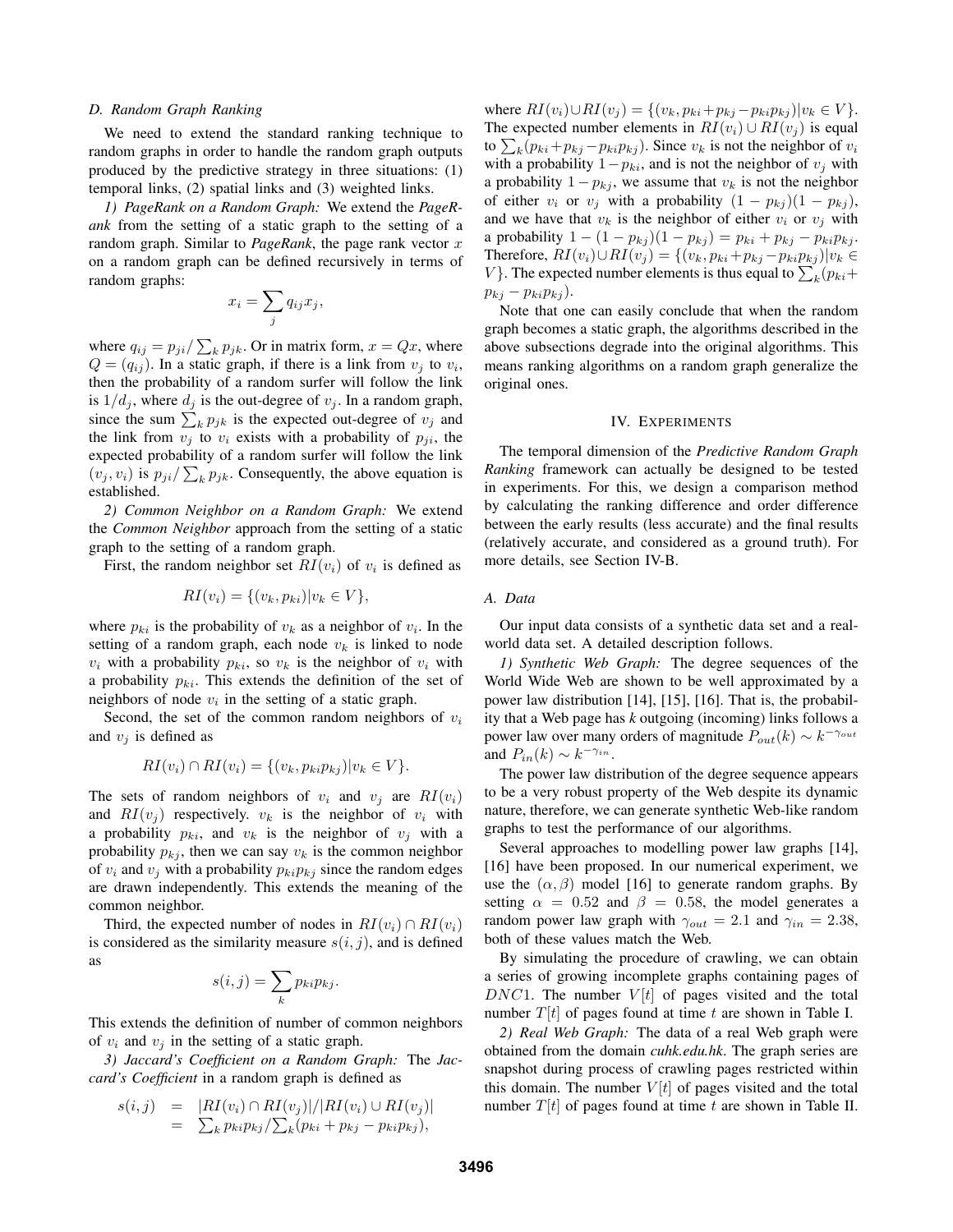### D. Random Graph Ranking

We need to extend the standard ranking technique to random graphs in order to handle the random graph outputs produced by the predictive strategy in three situations: (1) temporal links, (2) spatial links and (3) weighted links.

*1) PageRank on a Random Graph:* We extend the *PageRank* from the setting of a static graph to the setting of a random graph. Similar to *PageRank*, the page rank vector $x$ on a random graph can be defined recursively in terms of random graphs:

$$x_i = \sum_j q_{ij} x_j,$$

where $q_{ij} = p_{ji} / \sum_k p_{jk}$. Or in matrix form, $x = Qx$, where $Q = (q_{ij})$. In a static graph, if there is a link from $v_j$ to $v_i$, then the probability of a random surfer will follow the link is $1/d_j$, where $d_j$ is the out-degree of $v_j$. In a random graph, since the sum $\sum_k p_{jk}$ is the expected out-degree of $v_j$ and the link from $v_j$ to $v_i$ exists with a probability of $p_{ji}$, the expected probability of a random surfer will follow the link $(v_j, v_i)$ is $p_{ji} / \sum_k p_{jk}$. Consequently, the above equation is established.

*2) Common Neighbor on a Random Graph:* We extend the *Common Neighbor* approach from the setting of a static graph to the setting of a random graph.

First, the random neighbor set $RI(v_i)$ of $v_i$ is defined as

$$RI(v_i) = \{(v_k, p_{ki}) | v_k \in V\},$$

where $p_{ki}$ is the probability of $v_k$ as a neighbor of $v_i$. In the setting of a random graph, each node $v_k$ is linked to node $v_i$ with a probability $p_{ki}$, so $v_k$ is the neighbor of $v_i$ with a probability $p_{ki}$. This extends the definition of the set of neighbors of node $v_i$ in the setting of a static graph.

Second, the set of the common random neighbors of $v_i$ and $v_j$ is defined as

$$RI(v_i) \cap RI(v_i) = \{(v_k, p_{ki} p_{kj}) | v_k \in V\}.$$

The sets of random neighbors of $v_i$ and $v_j$ are $RI(v_i)$ and $RI(v_j)$ respectively. $v_k$ is the neighbor of $v_i$ with a probability $p_{ki}$, and $v_k$ is the neighbor of $v_j$ with a probability $p_{kj}$, then we can say $v_k$ is the common neighbor of $v_i$ and $v_j$ with a probability $p_{ki} p_{kj}$ since the random edges are drawn independently. This extends the meaning of the common neighbor.

Third, the expected number of nodes in $RI(v_i) \cap RI(v_i)$ is considered as the similarity measure $s(i, j)$, and is defined as

$$s(i, j) = \sum_k p_{ki} p_{kj}.$$

This extends the definition of number of common neighbors of $v_i$ and $v_j$ in the setting of a static graph.

*3) Jaccard's Coefficient on a Random Graph:* The *Jaccard's Coefficient* in a random graph is defined as

$$\begin{aligned} s(i, j) &= |RI(v_i) \cap RI(v_j)| / |RI(v_i) \cup RI(v_j)| \\ &= \textstyle\sum_k p_{ki} p_{kj} / \sum_k (p_{ki} + p_{kj} - p_{ki} p_{kj}), \end{aligned}$$

where $RI(v_i) \cup RI(v_j) = \{(v_k, p_{ki} + p_{kj} - p_{ki} p_{kj}) | v_k \in V\}$. The expected number elements in $RI(v_i) \cup RI(v_j)$ is equal to $\sum_k (p_{ki} + p_{kj} - p_{ki} p_{kj})$. Since $v_k$ is not the neighbor of $v_i$ with a probability $1 - p_{ki}$, and is not the neighbor of $v_j$ with a probability $1 - p_{kj}$, we assume that $v_k$ is not the neighbor of either $v_i$ or $v_j$ with a probability $(1 - p_{kj})(1 - p_{kj})$, and we have that $v_k$ is the neighbor of either $v_i$ or $v_j$ with a probability $1 - (1 - p_{kj})(1 - p_{kj}) = p_{ki} + p_{kj} - p_{ki} p_{kj}$. Therefore, $RI(v_i) \cup RI(v_j) = \{(v_k, p_{ki} + p_{kj} - p_{ki} p_{kj}) | v_k \in V\}$. The expected number elements is thus equal to $\sum_k (p_{ki} + p_{kj} - p_{ki} p_{kj})$.

Note that one can easily conclude that when the random graph becomes a static graph, the algorithms described in the above subsections degrade into the original algorithms. This means ranking algorithms on a random graph generalize the original ones.

## IV. Experiments

The temporal dimension of the *Predictive Random Graph Ranking* framework can actually be designed to be tested in experiments. For this, we design a comparison method by calculating the ranking difference and order difference between the early results (less accurate) and the final results (relatively accurate, and considered as a ground truth). For more details, see Section IV-B.

### A. Data

Our input data consists of a synthetic data set and a real-world data set. A detailed description follows.

*1) Synthetic Web Graph:* The degree sequences of the World Wide Web are shown to be well approximated by a power law distribution [14], [15], [16]. That is, the probability that a Web page has *k* outgoing (incoming) links follows a power law over many orders of magnitude $P_{out}(k) \sim k^{-\gamma_{out}}$ and $P_{in}(k) \sim k^{-\gamma_{in}}$.

The power law distribution of the degree sequence appears to be a very robust property of the Web despite its dynamic nature, therefore, we can generate synthetic Web-like random graphs to test the performance of our algorithms.

Several approaches to modelling power law graphs [14], [16] have been proposed. In our numerical experiment, we use the $(\alpha, \beta)$ model [16] to generate random graphs. By setting $\alpha = 0.52$ and $\beta = 0.58$, the model generates a random power law graph with $\gamma_{out} = 2.1$ and $\gamma_{in} = 2.38$, both of these values match the Web.

By simulating the procedure of crawling, we can obtain a series of growing incomplete graphs containing pages of $DNC1$. The number $V[t]$ of pages visited and the total number $T[t]$ of pages found at time $t$ are shown in Table I.

*2) Real Web Graph:* The data of a real Web graph were obtained from the domain *cuhk.edu.hk*. The graph series are snapshot during process of crawling pages restricted within this domain. The number $V[t]$ of pages visited and the total number $T[t]$ of pages found at time $t$ are shown in Table II.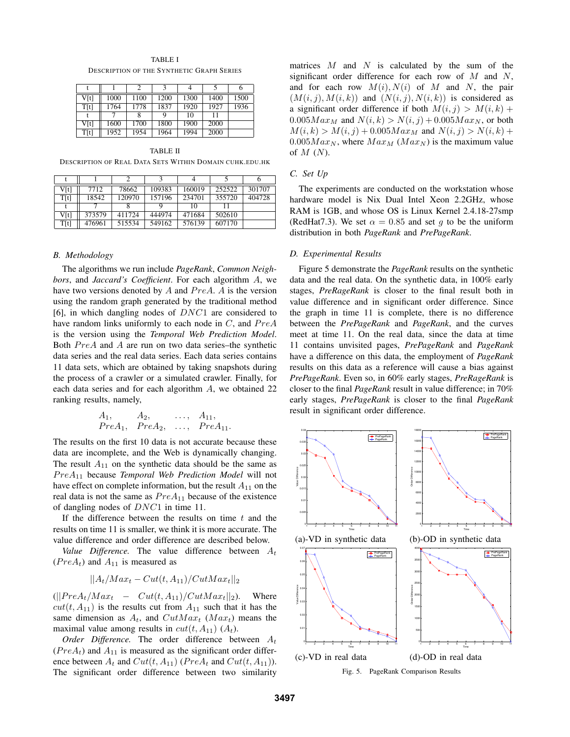TABLE I
DESCRIPTION OF THE SYNTHETIC GRAPH SERIES

| t | 1 | 2 | 3 | 4 | 5 | 6 |
|---|---|---|---|---|---|---|
| V[t] | 1000 | 1100 | 1200 | 1300 | 1400 | 1500 |
| T[t] | 1764 | 1778 | 1837 | 1920 | 1927 | 1936 |
| t | 7 | 8 | 9 | 10 | 11 | |
| V[t] | 1600 | 1700 | 1800 | 1900 | 2000 | |
| T[t] | 1952 | 1954 | 1964 | 1994 | 2000 | |

TABLE II
DESCRIPTION OF REAL DATA SETS WITHIN DOMAIN CUHK.EDU.HK

| t | 1 | 2 | 3 | 4 | 5 | 6 |
|---|---|---|---|---|---|---|
| V[t] | 7712 | 78662 | 109383 | 160019 | 252522 | 301707 |
| T[t] | 18542 | 120970 | 157196 | 234701 | 355720 | 404728 |
| t | 7 | 8 | 9 | 10 | 11 | |
| V[t] | 373579 | 411724 | 444974 | 471684 | 502610 | |
| T[t] | 476961 | 515534 | 549162 | 576139 | 607170 | |

### B. Methodology

The algorithms we run include *PageRank*, *Common Neighbors*, and *Jaccard's Coefficient*. For each algorithm $A$, we have two versions denoted by $A$ and $PreA$. $A$ is the version using the random graph generated by the traditional method [6], in which dangling nodes of $DNC1$ are considered to have random links uniformly to each node in $C$, and $PreA$ is the version using the *Temporal Web Prediction Model*. Both $PreA$ and $A$ are run on two data series–the synthetic data series and the real data series. Each data series contains 11 data sets, which are obtained by taking snapshots during the process of a crawler or a simulated crawler. Finally, for each data series and for each algorithm $A$, we obtained 22 ranking results, namely,

$$\begin{array}{llll} A_1, & A_2, & \ldots, & A_{11}, \\ PreA_1, & PreA_2, & \ldots, & PreA_{11}. \end{array}$$

The results on the first 10 data is not accurate because these data are incomplete, and the Web is dynamically changing. The result $A_{11}$ on the synthetic data should be the same as $PreA_{11}$ because *Temporal Web Prediction Model* will not have effect on complete information, but the result $A_{11}$ on the real data is not the same as $PreA_{11}$ because of the existence of dangling nodes of $DNC1$ in time 11.

If the difference between the results on time $t$ and the results on time 11 is smaller, we think it is more accurate. The value difference and order difference are described below.

*Value Difference.* The value difference between $A_t$ ($PreA_t$) and $A_{11}$ is measured as

$$||A_t/Max_t - Cut(t, A_{11})/CutMax_t||_2$$

($||PreA_t/Max_t - Cut(t, A_{11})/CutMax_t||_2$). Where $cut(t, A_{11})$ is the results cut from $A_{11}$ such that it has the same dimension as $A_t$, and $CutMax_t$ ($Max_t$) means the maximal value among results in $cut(t, A_{11})$ ($A_t$).

*Order Difference.* The order difference between $A_t$ ($PreA_t$) and $A_{11}$ is measured as the significant order difference between $A_t$ and $Cut(t, A_{11})$ ($PreA_t$ and $Cut(t, A_{11})$). The significant order difference between two similarity matrices $M$ and $N$ is calculated by the sum of the significant order difference for each row of $M$ and $N$, and for each row $M(i), N(i)$ of $M$ and $N$, the pair $(M(i,j), M(i,k))$ and $(N(i,j), N(i,k))$ is considered as a significant order difference if both $M(i,j) > M(i,k) + 0.005Max_M$ and $N(i,k) > N(i,j) + 0.005Max_N$, or both $M(i,k) > M(i,j) + 0.005Max_M$ and $N(i,j) > N(i,k) + 0.005Max_N$, where $Max_M$ ($Max_N$) is the maximum value of $M$ ($N$).

### C. Set Up

The experiments are conducted on the workstation whose hardware model is Nix Dual Intel Xeon 2.2GHz, whose RAM is 1GB, and whose OS is Linux Kernel 2.4.18-27smp (RedHat7.3). We set $\alpha = 0.85$ and set $g$ to be the uniform distribution in both *PageRank* and *PrePageRank*.

### D. Experimental Results

Figure 5 demonstrate the *PageRank* results on the synthetic data and the real data. On the synthetic data, in 100% early stages, *PreRageRank* is closer to the final result both in value difference and in significant order difference. Since the graph in time 11 is complete, there is no difference between the *PrePageRank* and *PageRank*, and the curves meet at time 11. On the real data, since the data at time 11 contains unvisited pages, *PrePageRank* and *PageRank* have a difference on this data, the employment of *PageRank* results on this data as a reference will cause a bias against *PrePageRank*. Even so, in 60% early stages, *PreRageRank* is closer to the final *PageRank* result in value difference; in 70% early stages, *PrePageRank* is closer to the final *PageRank* result in significant order difference.

(a)-VD in synthetic data (b)-OD in synthetic data

(c)-VD in real data (d)-OD in real data

Fig. 5. PageRank Comparison Results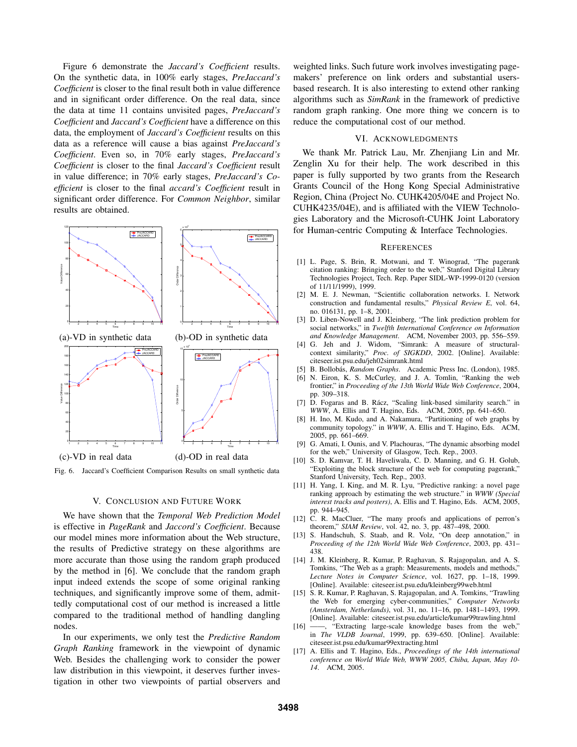Figure 6 demonstrate the *Jaccard's Coefficient* results. On the synthetic data, in 100% early stages, *PreJaccard's Coefficient* is closer to the final result both in value difference and in significant order difference. On the real data, since the data at time 11 contains unvisited pages, *PreJaccard's Coefficient* and *Jaccard's Coefficient* have a difference on this data, the employment of *Jaccard's Coefficient* results on this data as a reference will cause a bias against *PreJaccard's Coefficient*. Even so, in 70% early stages, *PreJaccard's Coefficient* is closer to the final *Jaccard's Coefficient* result in value difference; in 70% early stages, *PreJaccard's Coefficient* is closer to the final *accard's Coefficient* result in significant order difference. For *Common Neighbor*, similar results are obtained.

(a)-VD in synthetic data

(b)-OD in synthetic data

(c)-VD in real data

(d)-OD in real data

Fig. 6. Jaccard's Coefficient Comparison Results on small synthetic data

## V. Conclusion and Future Work

We have shown that the *Temporal Web Prediction Model* is effective in *PageRank* and *Jaccard's Coefficient*. Because our model mines more information about the Web structure, the results of Predictive strategy on these algorithms are more accurate than those using the random graph produced by the method in [6]. We conclude that the random graph input indeed extends the scope of some original ranking techniques, and significantly improve some of them, admittedly computational cost of our method is increased a little compared to the traditional method of handling dangling nodes.

In our experiments, we only test the *Predictive Random Graph Ranking* framework in the viewpoint of dynamic Web. Besides the challenging work to consider the power law distribution in this viewpoint, it deserves further investigation in other two viewpoints of partial observers and weighted links. Such future work involves investigating page-makers' preference on link orders and substantial users-based research. It is also interesting to extend other ranking algorithms such as *SimRank* in the framework of predictive random graph ranking. One more thing we concern is to reduce the computational cost of our method.

## VI. Acknowledgments

We thank Mr. Patrick Lau, Mr. Zhenjiang Lin and Mr. Zenglin Xu for their help. The work described in this paper is fully supported by two grants from the Research Grants Council of the Hong Kong Special Administrative Region, China (Project No. CUHK4205/04E and Project No. CUHK4235/04E), and is affiliated with the VIEW Technologies Laboratory and the Microsoft-CUHK Joint Laboratory for Human-centric Computing & Interface Technologies.

## References

[1] L. Page, S. Brin, R. Motwani, and T. Winograd, "The pagerank citation ranking: Bringing order to the web," Stanford Digital Library Technologies Project, Tech. Rep. Paper SIDL-WP-1999-0120 (version of 11/11/1999), 1999.

[2] M. E. J. Newman, "Scientific collaboration networks. I. Network construction and fundamental results," *Physical Review E*, vol. 64, no. 016131, pp. 1–8, 2001.

[3] D. Liben-Nowell and J. Kleinberg, "The link prediction problem for social networks," in *Twelfth International Conference on Information and Knowledge Management*. ACM, November 2003, pp. 556–559.

[4] G. Jeh and J. Widom, "Simrank: A measure of structural-context similarity," *Proc. of SIGKDD*, 2002. [Online]. Available: citeseer.ist.psu.edu/jeh02simrank.html

[5] B. Bollobás, *Random Graphs*. Academic Press Inc. (London), 1985.

[6] N. Eiron, K. S. McCurley, and J. A. Tomlin, "Ranking the web frontier," in *Proceeding of the 13th World Wide Web Conference*, 2004, pp. 309–318.

[7] D. Fogaras and B. Rácz, "Scaling link-based similarity search." in *WWW*, A. Ellis and T. Hagino, Eds. ACM, 2005, pp. 641–650.

[8] H. Ino, M. Kudo, and A. Nakamura, "Partitioning of web graphs by community topology." in *WWW*, A. Ellis and T. Hagino, Eds. ACM, 2005, pp. 661–669.

[9] G. Amati, I. Ounis, and V. Plachouras, "The dynamic absorbing model for the web," University of Glasgow, Tech. Rep., 2003.

[10] S. D. Kamvar, T. H. Haveliwala, C. D. Manning, and G. H. Golub, "Exploiting the block structure of the web for computing pagerank," Stanford University, Tech. Rep., 2003.

[11] H. Yang, I. King, and M. R. Lyu, "Predictive ranking: a novel page ranking approach by estimating the web structure." in *WWW (Special interest tracks and posters)*, A. Ellis and T. Hagino, Eds. ACM, 2005, pp. 944–945.

[12] C. R. MacCluer, "The many proofs and applications of perron's theorem," *SIAM Review*, vol. 42, no. 3, pp. 487–498, 2000.

[13] S. Handschuh, S. Staab, and R. Volz, "On deep annotation," in *Proceeding of the 12th World Wide Web Conference*, 2003, pp. 431–438.

[14] J. M. Kleinberg, R. Kumar, P. Raghavan, S. Rajagopalan, and A. S. Tomkins, "The Web as a graph: Measurements, models and methods," *Lecture Notes in Computer Science*, vol. 1627, pp. 1–18, 1999. [Online]. Available: citeseer.ist.psu.edu/kleinberg99web.html

[15] S. R. Kumar, P. Raghavan, S. Rajagopalan, and A. Tomkins, "Trawling the Web for emerging cyber-communities," *Computer Networks (Amsterdam, Netherlands)*, vol. 31, no. 11–16, pp. 1481–1493, 1999. [Online]. Available: citeseer.ist.psu.edu/article/kumar99trawling.html

[16] ——, "Extracting large-scale knowledge bases from the web," in *The VLDB Journal*, 1999, pp. 639–650. [Online]. Available: citeseer.ist.psu.edu/kumar99extracting.html

[17] A. Ellis and T. Hagino, Eds., *Proceedings of the 14th international conference on World Wide Web, WWW 2005, Chiba, Japan, May 10-14*. ACM, 2005.